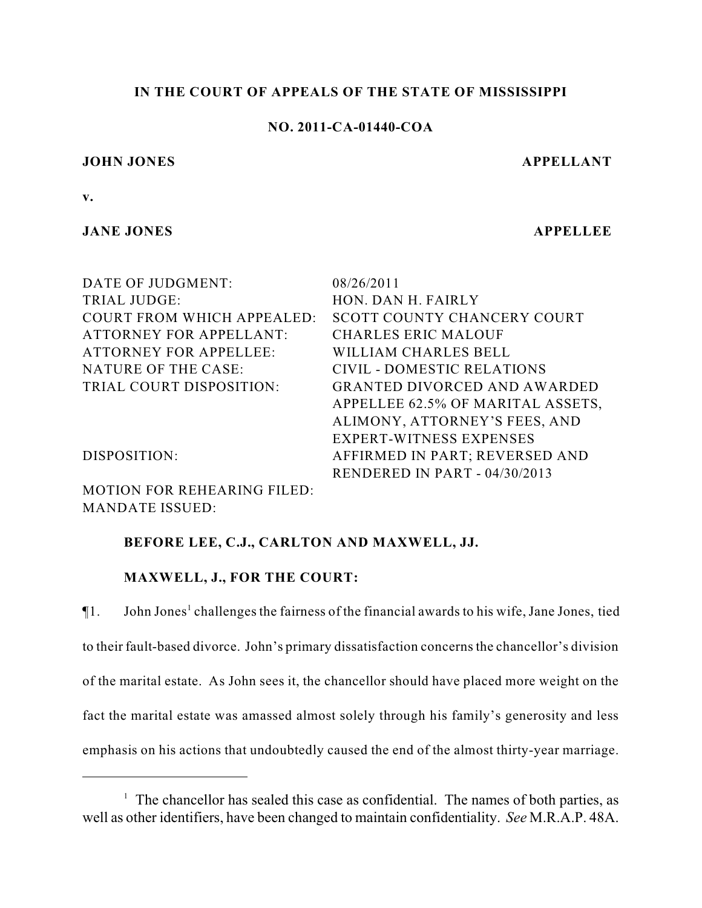**IN THE COURT OF APPEALS OF THE STATE OF MISSISSIPPI**

**NO. 2011-CA-01440-COA**

**JOHN JONES** **APPELLANT**

**v.**

**JANE JONES** **APPELLEE**

| | |
|---|---|
| DATE OF JUDGMENT: | 08/26/2011 |
| TRIAL JUDGE: | HON. DAN H. FAIRLY |
| COURT FROM WHICH APPEALED: | SCOTT COUNTY CHANCERY COURT |
| ATTORNEY FOR APPELLANT: | CHARLES ERIC MALOUF |
| ATTORNEY FOR APPELLEE: | WILLIAM CHARLES BELL |
| NATURE OF THE CASE: | CIVIL - DOMESTIC RELATIONS |
| TRIAL COURT DISPOSITION: | GRANTED DIVORCED AND AWARDED APPELLEE 62.5% OF MARITAL ASSETS, ALIMONY, ATTORNEY'S FEES, AND EXPERT-WITNESS EXPENSES |
| DISPOSITION: | AFFIRMED IN PART; REVERSED AND RENDERED IN PART - 04/30/2013 |
| MOTION FOR REHEARING FILED: | |
| MANDATE ISSUED: | |

**BEFORE LEE, C.J., CARLTON AND MAXWELL, JJ.**

**MAXWELL, J., FOR THE COURT:**

¶1. John Jones[1] challenges the fairness of the financial awards to his wife, Jane Jones, tied to their fault-based divorce. John's primary dissatisfaction concerns the chancellor's division of the marital estate. As John sees it, the chancellor should have placed more weight on the fact the marital estate was amassed almost solely through his family's generosity and less emphasis on his actions that undoubtedly caused the end of the almost thirty-year marriage.

---

[1] The chancellor has sealed this case as confidential. The names of both parties, as well as other identifiers, have been changed to maintain confidentiality. *See* M.R.A.P. 48A.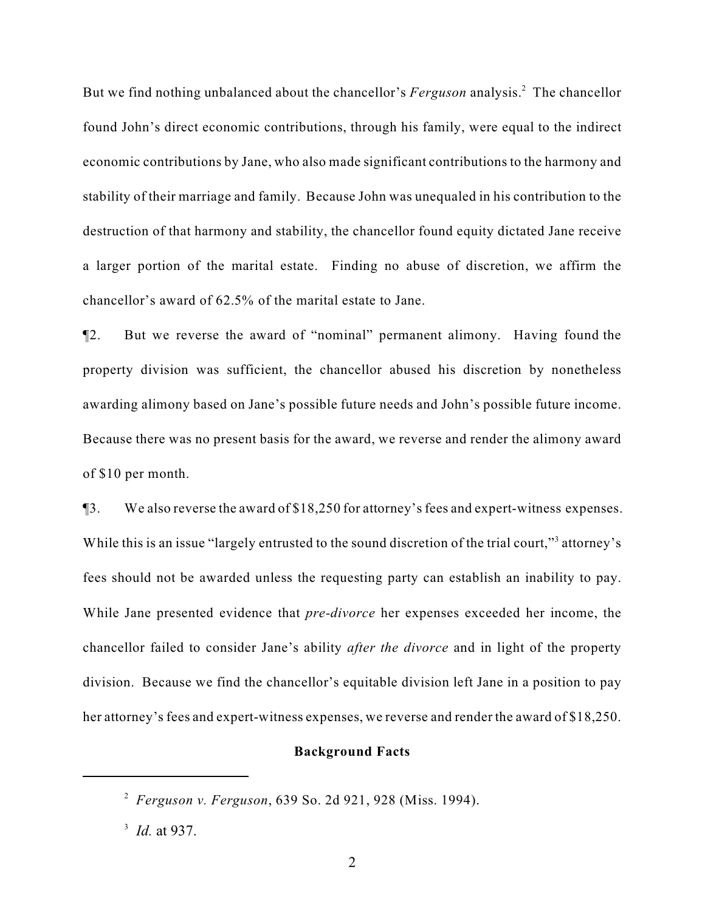But we find nothing unbalanced about the chancellor's *Ferguson* analysis.[2] The chancellor found John's direct economic contributions, through his family, were equal to the indirect economic contributions by Jane, who also made significant contributions to the harmony and stability of their marriage and family. Because John was unequaled in his contribution to the destruction of that harmony and stability, the chancellor found equity dictated Jane receive a larger portion of the marital estate. Finding no abuse of discretion, we affirm the chancellor's award of 62.5% of the marital estate to Jane.

¶2. But we reverse the award of "nominal" permanent alimony. Having found the property division was sufficient, the chancellor abused his discretion by nonetheless awarding alimony based on Jane's possible future needs and John's possible future income. Because there was no present basis for the award, we reverse and render the alimony award of $10 per month.

¶3. We also reverse the award of $18,250 for attorney's fees and expert-witness expenses. While this is an issue "largely entrusted to the sound discretion of the trial court,"[3] attorney's fees should not be awarded unless the requesting party can establish an inability to pay. While Jane presented evidence that *pre-divorce* her expenses exceeded her income, the chancellor failed to consider Jane's ability *after the divorce* and in light of the property division. Because we find the chancellor's equitable division left Jane in a position to pay her attorney's fees and expert-witness expenses, we reverse and render the award of $18,250.

**Background Facts**

---

[2] *Ferguson v. Ferguson*, 639 So. 2d 921, 928 (Miss. 1994).

[3] *Id.* at 937.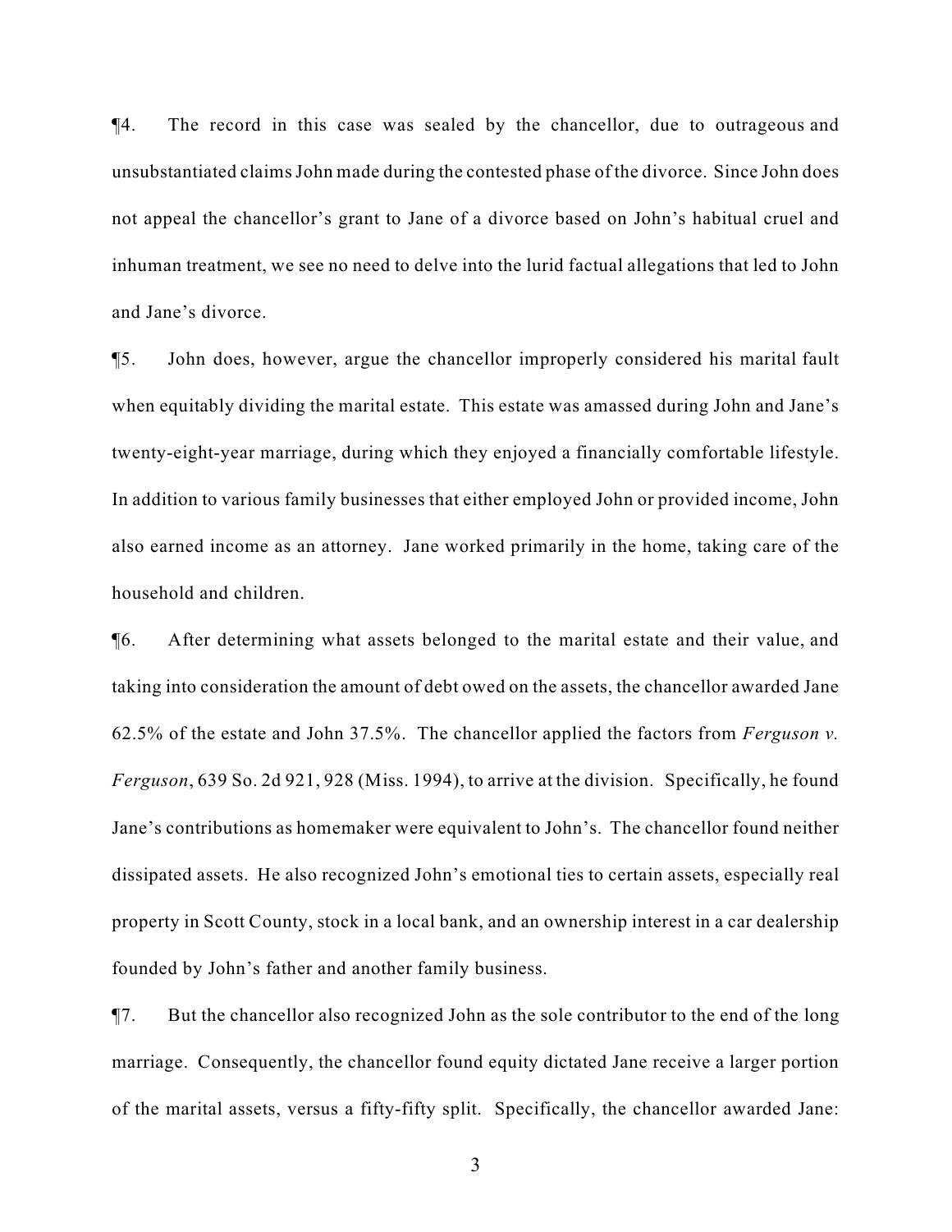¶4. The record in this case was sealed by the chancellor, due to outrageous and unsubstantiated claims John made during the contested phase of the divorce. Since John does not appeal the chancellor's grant to Jane of a divorce based on John's habitual cruel and inhuman treatment, we see no need to delve into the lurid factual allegations that led to John and Jane's divorce.

¶5. John does, however, argue the chancellor improperly considered his marital fault when equitably dividing the marital estate. This estate was amassed during John and Jane's twenty-eight-year marriage, during which they enjoyed a financially comfortable lifestyle. In addition to various family businesses that either employed John or provided income, John also earned income as an attorney. Jane worked primarily in the home, taking care of the household and children.

¶6. After determining what assets belonged to the marital estate and their value, and taking into consideration the amount of debt owed on the assets, the chancellor awarded Jane 62.5% of the estate and John 37.5%. The chancellor applied the factors from *Ferguson v. Ferguson*, 639 So. 2d 921, 928 (Miss. 1994), to arrive at the division. Specifically, he found Jane's contributions as homemaker were equivalent to John's. The chancellor found neither dissipated assets. He also recognized John's emotional ties to certain assets, especially real property in Scott County, stock in a local bank, and an ownership interest in a car dealership founded by John's father and another family business.

¶7. But the chancellor also recognized John as the sole contributor to the end of the long marriage. Consequently, the chancellor found equity dictated Jane receive a larger portion of the marital assets, versus a fifty-fifty split. Specifically, the chancellor awarded Jane: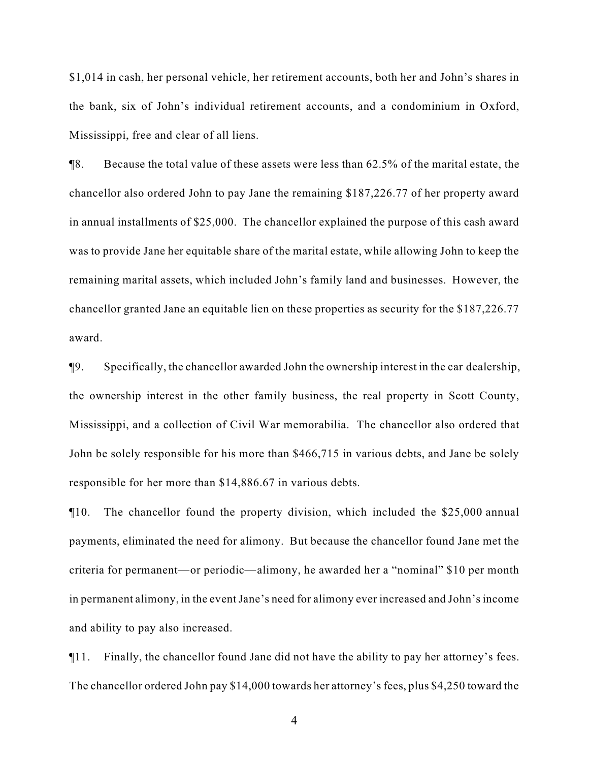$1,014 in cash, her personal vehicle, her retirement accounts, both her and John's shares in the bank, six of John's individual retirement accounts, and a condominium in Oxford, Mississippi, free and clear of all liens.

¶8. Because the total value of these assets were less than 62.5% of the marital estate, the chancellor also ordered John to pay Jane the remaining $187,226.77 of her property award in annual installments of $25,000. The chancellor explained the purpose of this cash award was to provide Jane her equitable share of the marital estate, while allowing John to keep the remaining marital assets, which included John's family land and businesses. However, the chancellor granted Jane an equitable lien on these properties as security for the $187,226.77 award.

¶9. Specifically, the chancellor awarded John the ownership interest in the car dealership, the ownership interest in the other family business, the real property in Scott County, Mississippi, and a collection of Civil War memorabilia. The chancellor also ordered that John be solely responsible for his more than $466,715 in various debts, and Jane be solely responsible for her more than $14,886.67 in various debts.

¶10. The chancellor found the property division, which included the $25,000 annual payments, eliminated the need for alimony. But because the chancellor found Jane met the criteria for permanent—or periodic—alimony, he awarded her a "nominal" $10 per month in permanent alimony, in the event Jane's need for alimony ever increased and John's income and ability to pay also increased.

¶11. Finally, the chancellor found Jane did not have the ability to pay her attorney's fees. The chancellor ordered John pay $14,000 towards her attorney's fees, plus $4,250 toward the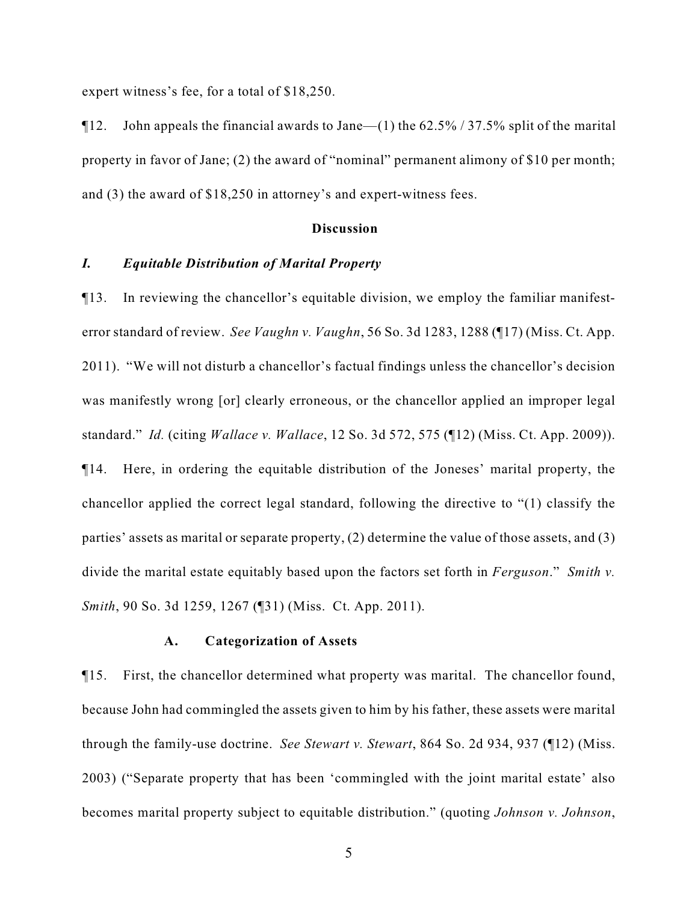expert witness's fee, for a total of $18,250.

¶12. John appeals the financial awards to Jane—(1) the 62.5% / 37.5% split of the marital property in favor of Jane; (2) the award of "nominal" permanent alimony of $10 per month; and (3) the award of $18,250 in attorney's and expert-witness fees.

**Discussion**

### *I. Equitable Distribution of Marital Property*

¶13. In reviewing the chancellor's equitable division, we employ the familiar manifest-error standard of review. *See Vaughn v. Vaughn*, 56 So. 3d 1283, 1288 (¶17) (Miss. Ct. App. 2011). "We will not disturb a chancellor's factual findings unless the chancellor's decision was manifestly wrong [or] clearly erroneous, or the chancellor applied an improper legal standard." *Id.* (citing *Wallace v. Wallace*, 12 So. 3d 572, 575 (¶12) (Miss. Ct. App. 2009)).

¶14. Here, in ordering the equitable distribution of the Joneses' marital property, the chancellor applied the correct legal standard, following the directive to "(1) classify the parties' assets as marital or separate property, (2) determine the value of those assets, and (3) divide the marital estate equitably based upon the factors set forth in *Ferguson*." *Smith v. Smith*, 90 So. 3d 1259, 1267 (¶31) (Miss. Ct. App. 2011).

#### A. Categorization of Assets

¶15. First, the chancellor determined what property was marital. The chancellor found, because John had commingled the assets given to him by his father, these assets were marital through the family-use doctrine. *See Stewart v. Stewart*, 864 So. 2d 934, 937 (¶12) (Miss. 2003) ("Separate property that has been 'commingled with the joint marital estate' also becomes marital property subject to equitable distribution." (quoting *Johnson v. Johnson*,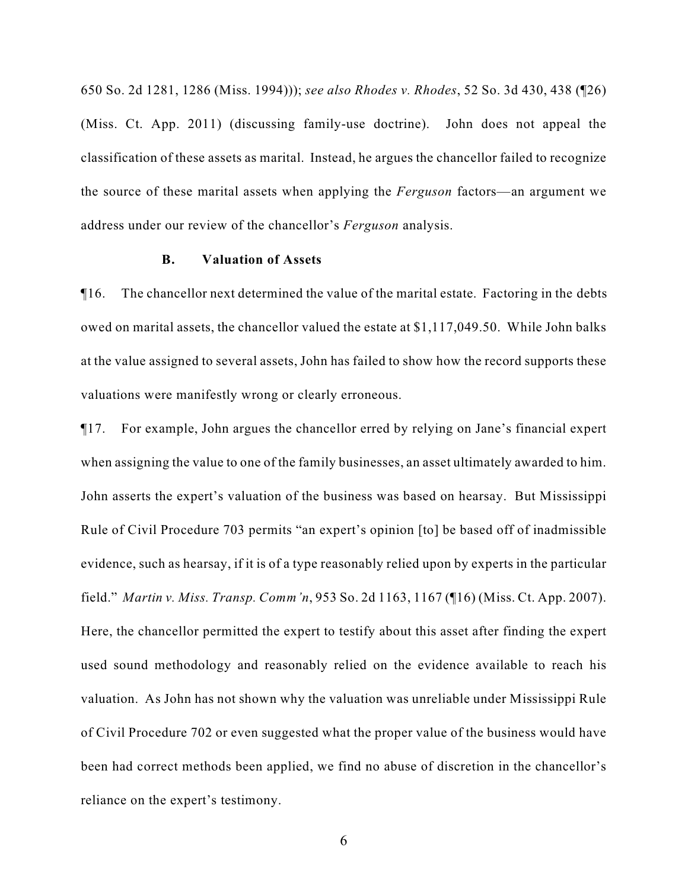650 So. 2d 1281, 1286 (Miss. 1994))); *see also Rhodes v. Rhodes*, 52 So. 3d 430, 438 (¶26) (Miss. Ct. App. 2011) (discussing family-use doctrine). John does not appeal the classification of these assets as marital. Instead, he argues the chancellor failed to recognize the source of these marital assets when applying the *Ferguson* factors—an argument we address under our review of the chancellor's *Ferguson* analysis.

### B. Valuation of Assets

¶16. The chancellor next determined the value of the marital estate. Factoring in the debts owed on marital assets, the chancellor valued the estate at $1,117,049.50. While John balks at the value assigned to several assets, John has failed to show how the record supports these valuations were manifestly wrong or clearly erroneous.

¶17. For example, John argues the chancellor erred by relying on Jane's financial expert when assigning the value to one of the family businesses, an asset ultimately awarded to him. John asserts the expert's valuation of the business was based on hearsay. But Mississippi Rule of Civil Procedure 703 permits "an expert's opinion [to] be based off of inadmissible evidence, such as hearsay, if it is of a type reasonably relied upon by experts in the particular field." *Martin v. Miss. Transp. Comm'n*, 953 So. 2d 1163, 1167 (¶16) (Miss. Ct. App. 2007). Here, the chancellor permitted the expert to testify about this asset after finding the expert used sound methodology and reasonably relied on the evidence available to reach his valuation. As John has not shown why the valuation was unreliable under Mississippi Rule of Civil Procedure 702 or even suggested what the proper value of the business would have been had correct methods been applied, we find no abuse of discretion in the chancellor's reliance on the expert's testimony.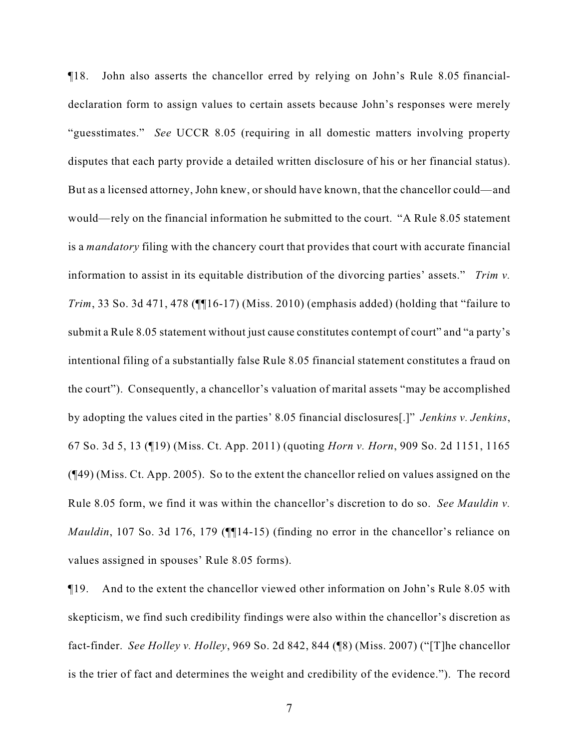¶18. John also asserts the chancellor erred by relying on John's Rule 8.05 financial-declaration form to assign values to certain assets because John's responses were merely "guesstimates." *See* UCCR 8.05 (requiring in all domestic matters involving property disputes that each party provide a detailed written disclosure of his or her financial status). But as a licensed attorney, John knew, or should have known, that the chancellor could—and would—rely on the financial information he submitted to the court. "A Rule 8.05 statement is a *mandatory* filing with the chancery court that provides that court with accurate financial information to assist in its equitable distribution of the divorcing parties' assets." *Trim v. Trim*, 33 So. 3d 471, 478 (¶¶16-17) (Miss. 2010) (emphasis added) (holding that "failure to submit a Rule 8.05 statement without just cause constitutes contempt of court" and "a party's intentional filing of a substantially false Rule 8.05 financial statement constitutes a fraud on the court"). Consequently, a chancellor's valuation of marital assets "may be accomplished by adopting the values cited in the parties' 8.05 financial disclosures[.]" *Jenkins v. Jenkins*, 67 So. 3d 5, 13 (¶19) (Miss. Ct. App. 2011) (quoting *Horn v. Horn*, 909 So. 2d 1151, 1165 (¶49) (Miss. Ct. App. 2005). So to the extent the chancellor relied on values assigned on the Rule 8.05 form, we find it was within the chancellor's discretion to do so. *See Mauldin v. Mauldin*, 107 So. 3d 176, 179 (¶¶14-15) (finding no error in the chancellor's reliance on values assigned in spouses' Rule 8.05 forms).

¶19. And to the extent the chancellor viewed other information on John's Rule 8.05 with skepticism, we find such credibility findings were also within the chancellor's discretion as fact-finder. *See Holley v. Holley*, 969 So. 2d 842, 844 (¶8) (Miss. 2007) ("[T]he chancellor is the trier of fact and determines the weight and credibility of the evidence."). The record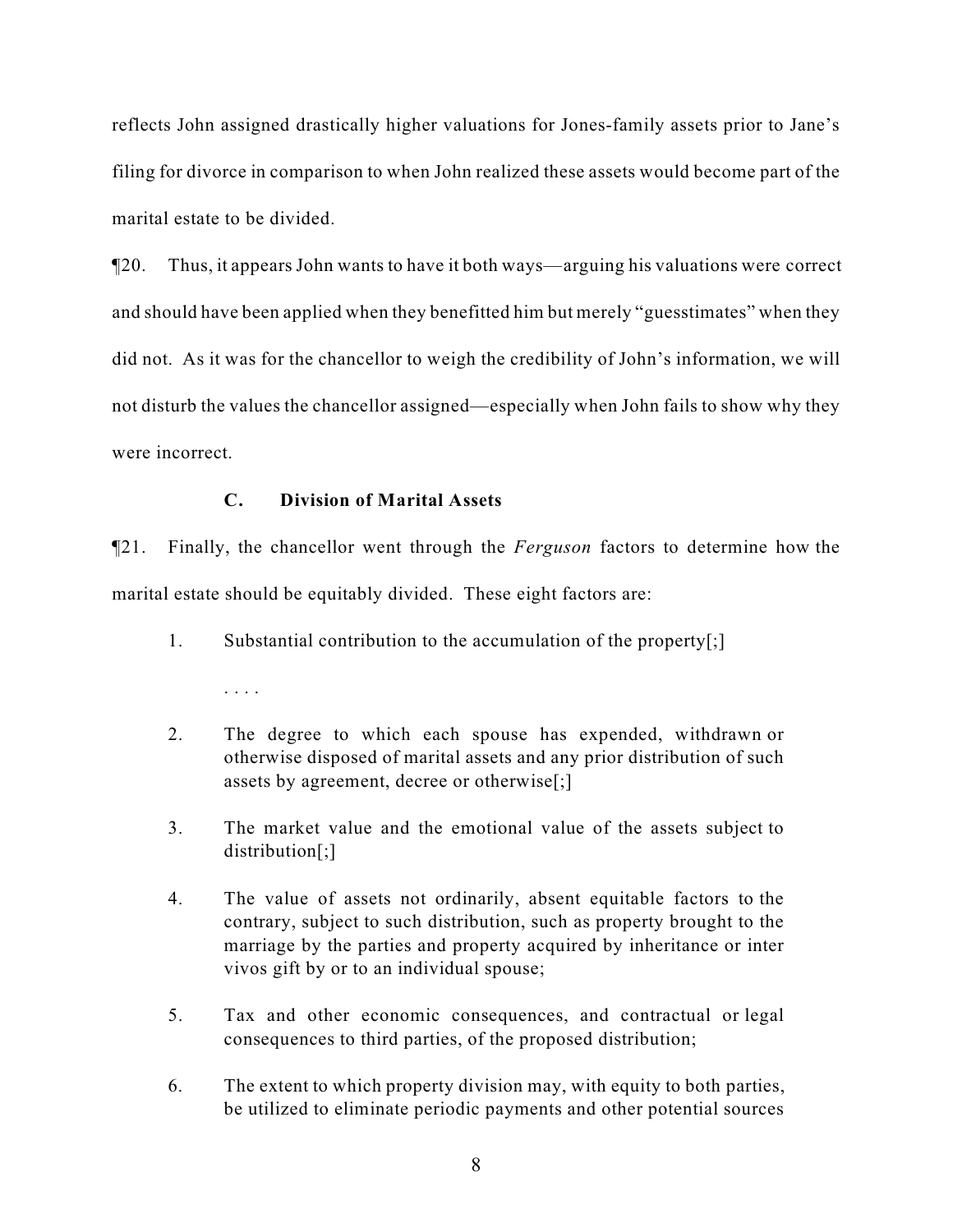reflects John assigned drastically higher valuations for Jones-family assets prior to Jane's filing for divorce in comparison to when John realized these assets would become part of the marital estate to be divided.

¶20. Thus, it appears John wants to have it both ways—arguing his valuations were correct and should have been applied when they benefitted him but merely "guesstimates" when they did not. As it was for the chancellor to weigh the credibility of John's information, we will not disturb the values the chancellor assigned—especially when John fails to show why they were incorrect.

### C. Division of Marital Assets

¶21. Finally, the chancellor went through the *Ferguson* factors to determine how the marital estate should be equitably divided. These eight factors are:

1. Substantial contribution to the accumulation of the property[;]

   . . . .

2. The degree to which each spouse has expended, withdrawn or otherwise disposed of marital assets and any prior distribution of such assets by agreement, decree or otherwise[;]
3. The market value and the emotional value of the assets subject to distribution[;]
4. The value of assets not ordinarily, absent equitable factors to the contrary, subject to such distribution, such as property brought to the marriage by the parties and property acquired by inheritance or inter vivos gift by or to an individual spouse;
5. Tax and other economic consequences, and contractual or legal consequences to third parties, of the proposed distribution;
6. The extent to which property division may, with equity to both parties, be utilized to eliminate periodic payments and other potential sources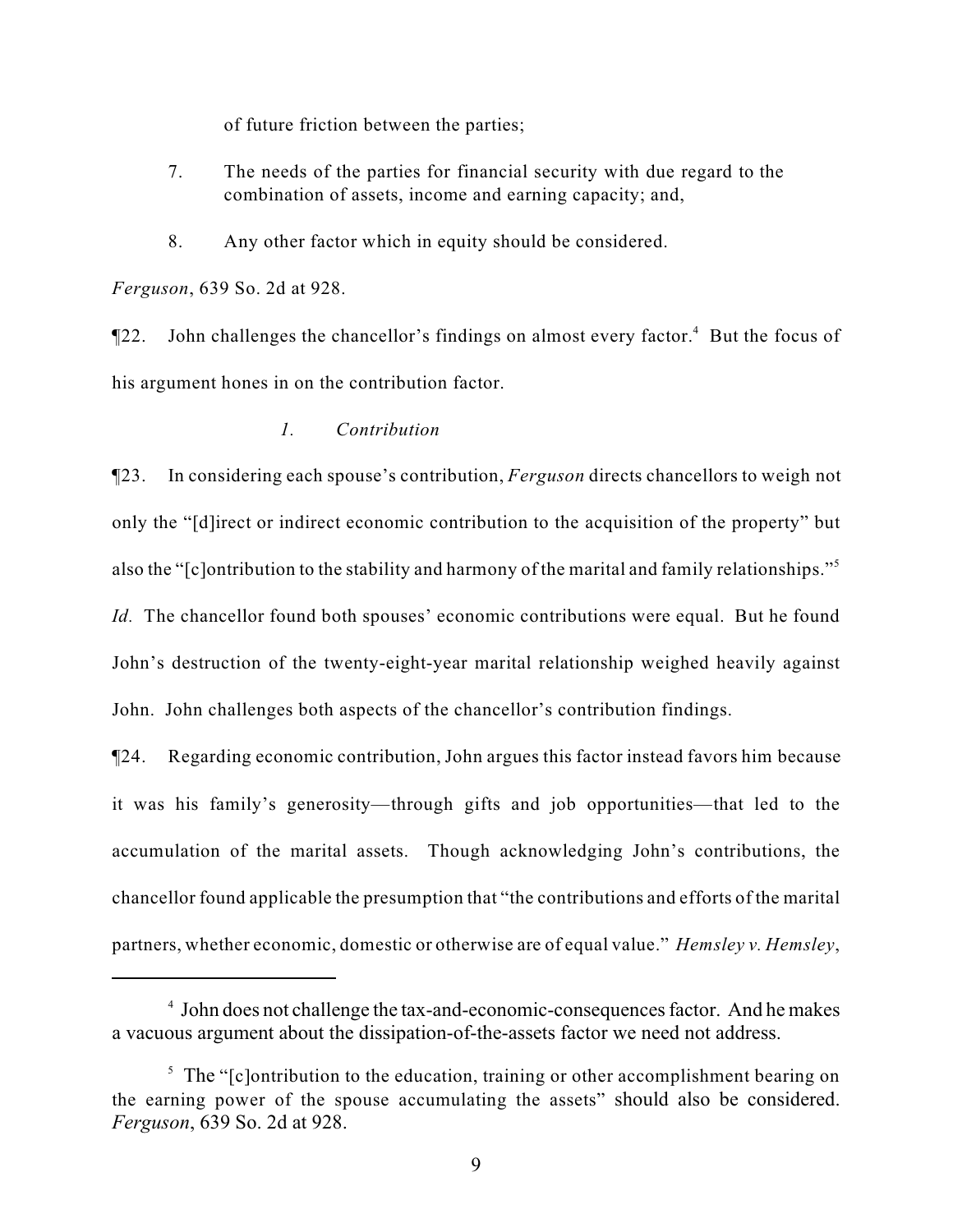of future friction between the parties;

7. The needs of the parties for financial security with due regard to the combination of assets, income and earning capacity; and,

8. Any other factor which in equity should be considered.

*Ferguson*, 639 So. 2d at 928.

¶22. John challenges the chancellor's findings on almost every factor.[4] But the focus of his argument hones in on the contribution factor.

*1. Contribution*

¶23. In considering each spouse's contribution, *Ferguson* directs chancellors to weigh not only the "[d]irect or indirect economic contribution to the acquisition of the property" but also the "[c]ontribution to the stability and harmony of the marital and family relationships."[5] *Id.* The chancellor found both spouses' economic contributions were equal. But he found John's destruction of the twenty-eight-year marital relationship weighed heavily against John. John challenges both aspects of the chancellor's contribution findings.

¶24. Regarding economic contribution, John argues this factor instead favors him because it was his family's generosity—through gifts and job opportunities—that led to the accumulation of the marital assets. Though acknowledging John's contributions, the chancellor found applicable the presumption that "the contributions and efforts of the marital partners, whether economic, domestic or otherwise are of equal value." *Hemsley v. Hemsley*,

---

[4] John does not challenge the tax-and-economic-consequences factor. And he makes a vacuous argument about the dissipation-of-the-assets factor we need not address.

[5] The "[c]ontribution to the education, training or other accomplishment bearing on the earning power of the spouse accumulating the assets" should also be considered. *Ferguson*, 639 So. 2d at 928.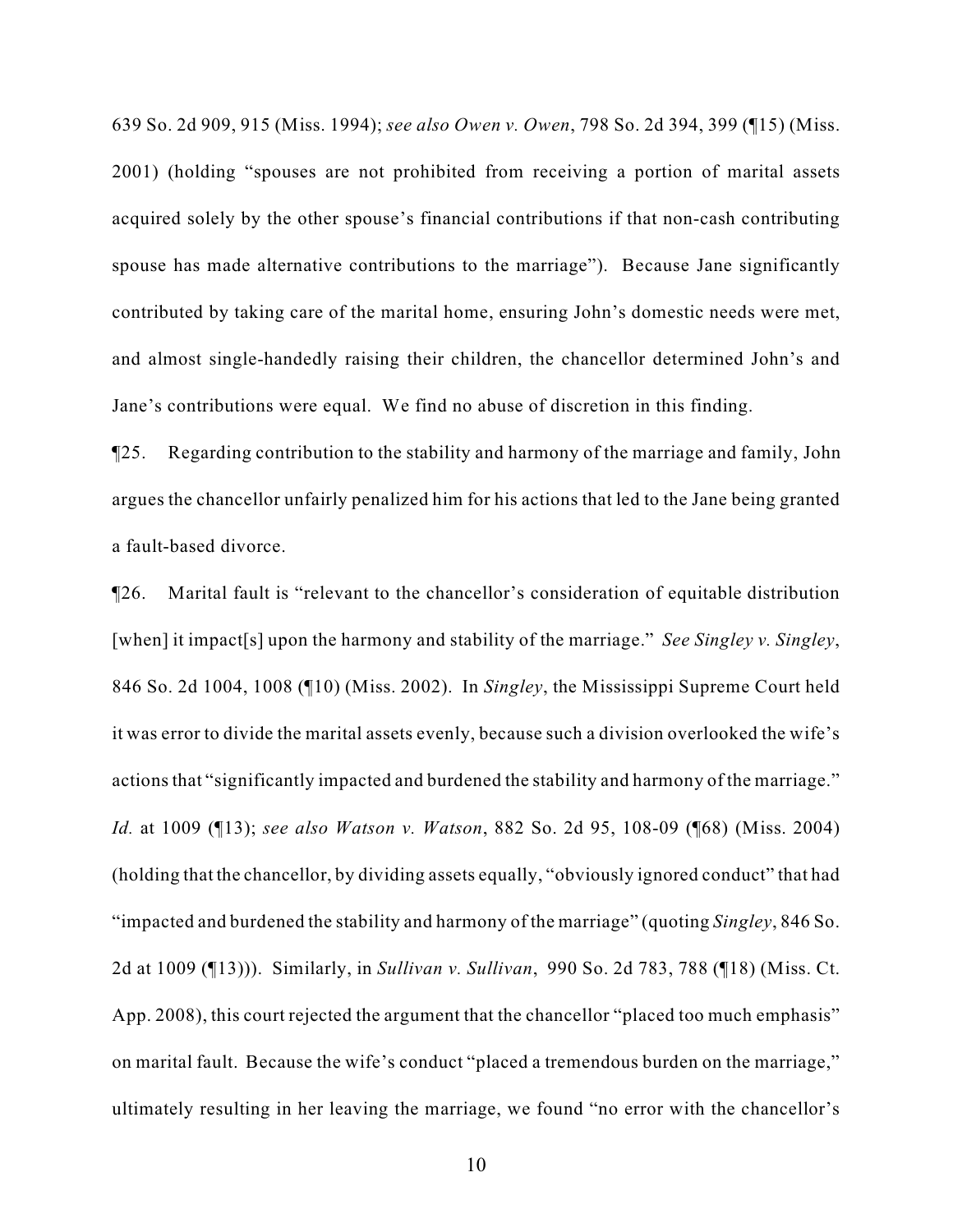639 So. 2d 909, 915 (Miss. 1994); *see also Owen v. Owen*, 798 So. 2d 394, 399 (¶15) (Miss. 2001) (holding "spouses are not prohibited from receiving a portion of marital assets acquired solely by the other spouse's financial contributions if that non-cash contributing spouse has made alternative contributions to the marriage"). Because Jane significantly contributed by taking care of the marital home, ensuring John's domestic needs were met, and almost single-handedly raising their children, the chancellor determined John's and Jane's contributions were equal. We find no abuse of discretion in this finding.

¶25. Regarding contribution to the stability and harmony of the marriage and family, John argues the chancellor unfairly penalized him for his actions that led to the Jane being granted a fault-based divorce.

¶26. Marital fault is "relevant to the chancellor's consideration of equitable distribution [when] it impact[s] upon the harmony and stability of the marriage." *See Singley v. Singley*, 846 So. 2d 1004, 1008 (¶10) (Miss. 2002). In *Singley*, the Mississippi Supreme Court held it was error to divide the marital assets evenly, because such a division overlooked the wife's actions that "significantly impacted and burdened the stability and harmony of the marriage." *Id.* at 1009 (¶13); *see also Watson v. Watson*, 882 So. 2d 95, 108-09 (¶68) (Miss. 2004) (holding that the chancellor, by dividing assets equally, "obviously ignored conduct" that had "impacted and burdened the stability and harmony of the marriage" (quoting *Singley*, 846 So. 2d at 1009 (¶13))). Similarly, in *Sullivan v. Sullivan*, 990 So. 2d 783, 788 (¶18) (Miss. Ct. App. 2008), this court rejected the argument that the chancellor "placed too much emphasis" on marital fault. Because the wife's conduct "placed a tremendous burden on the marriage," ultimately resulting in her leaving the marriage, we found "no error with the chancellor's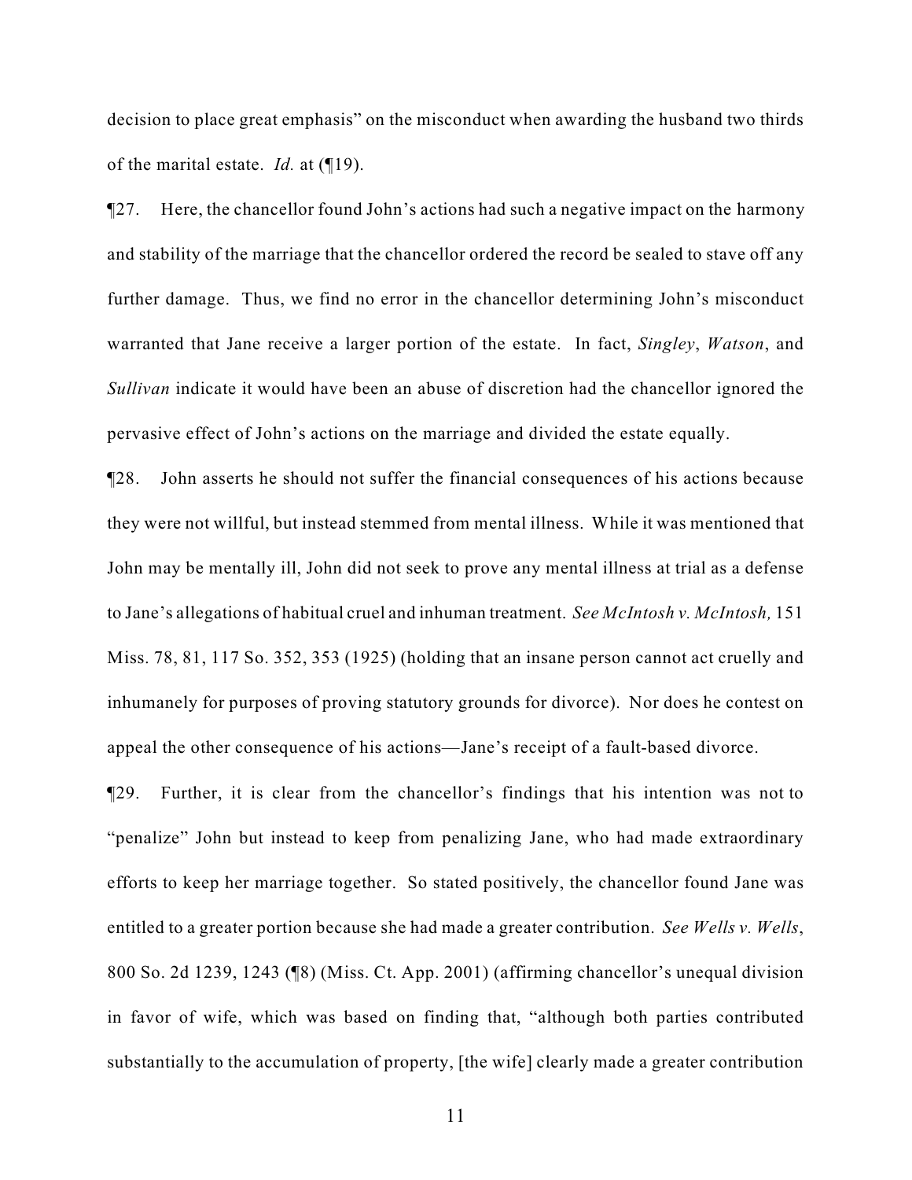decision to place great emphasis" on the misconduct when awarding the husband two thirds of the marital estate. *Id.* at (¶19).

¶27. Here, the chancellor found John's actions had such a negative impact on the harmony and stability of the marriage that the chancellor ordered the record be sealed to stave off any further damage. Thus, we find no error in the chancellor determining John's misconduct warranted that Jane receive a larger portion of the estate. In fact, *Singley*, *Watson*, and *Sullivan* indicate it would have been an abuse of discretion had the chancellor ignored the pervasive effect of John's actions on the marriage and divided the estate equally.

¶28. John asserts he should not suffer the financial consequences of his actions because they were not willful, but instead stemmed from mental illness. While it was mentioned that John may be mentally ill, John did not seek to prove any mental illness at trial as a defense to Jane's allegations of habitual cruel and inhuman treatment. *See McIntosh v. McIntosh,* 151 Miss. 78, 81, 117 So. 352, 353 (1925) (holding that an insane person cannot act cruelly and inhumanely for purposes of proving statutory grounds for divorce). Nor does he contest on appeal the other consequence of his actions—Jane's receipt of a fault-based divorce.

¶29. Further, it is clear from the chancellor's findings that his intention was not to "penalize" John but instead to keep from penalizing Jane, who had made extraordinary efforts to keep her marriage together. So stated positively, the chancellor found Jane was entitled to a greater portion because she had made a greater contribution. *See Wells v. Wells*, 800 So. 2d 1239, 1243 (¶8) (Miss. Ct. App. 2001) (affirming chancellor's unequal division in favor of wife, which was based on finding that, "although both parties contributed substantially to the accumulation of property, [the wife] clearly made a greater contribution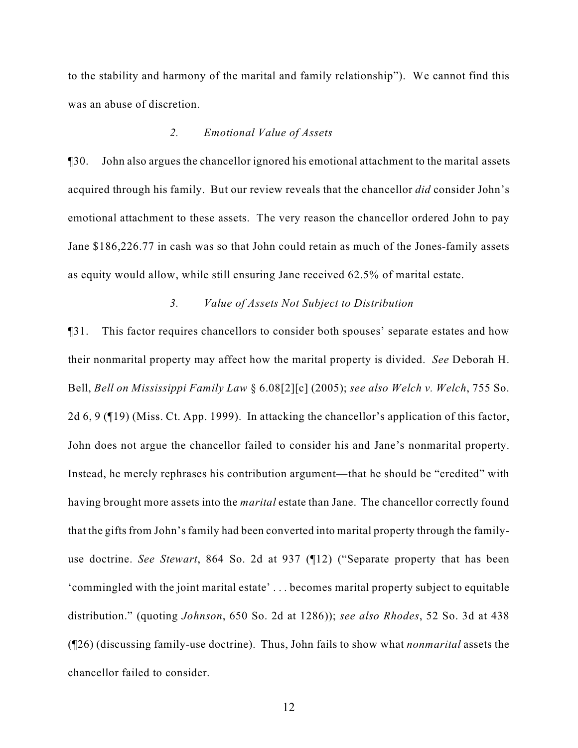to the stability and harmony of the marital and family relationship"). We cannot find this was an abuse of discretion.

### *2. Emotional Value of Assets*

¶30. John also argues the chancellor ignored his emotional attachment to the marital assets acquired through his family. But our review reveals that the chancellor *did* consider John's emotional attachment to these assets. The very reason the chancellor ordered John to pay Jane $186,226.77 in cash was so that John could retain as much of the Jones-family assets as equity would allow, while still ensuring Jane received 62.5% of marital estate.

### *3. Value of Assets Not Subject to Distribution*

¶31. This factor requires chancellors to consider both spouses' separate estates and how their nonmarital property may affect how the marital property is divided. *See* Deborah H. Bell, *Bell on Mississippi Family Law* § 6.08[2][c] (2005); *see also Welch v. Welch*, 755 So. 2d 6, 9 (¶19) (Miss. Ct. App. 1999). In attacking the chancellor's application of this factor, John does not argue the chancellor failed to consider his and Jane's nonmarital property. Instead, he merely rephrases his contribution argument—that he should be "credited" with having brought more assets into the *marital* estate than Jane. The chancellor correctly found that the gifts from John's family had been converted into marital property through the family-use doctrine. *See Stewart*, 864 So. 2d at 937 (¶12) ("Separate property that has been 'commingled with the joint marital estate' . . . becomes marital property subject to equitable distribution." (quoting *Johnson*, 650 So. 2d at 1286)); *see also Rhodes*, 52 So. 3d at 438 (¶26) (discussing family-use doctrine). Thus, John fails to show what *nonmarital* assets the chancellor failed to consider.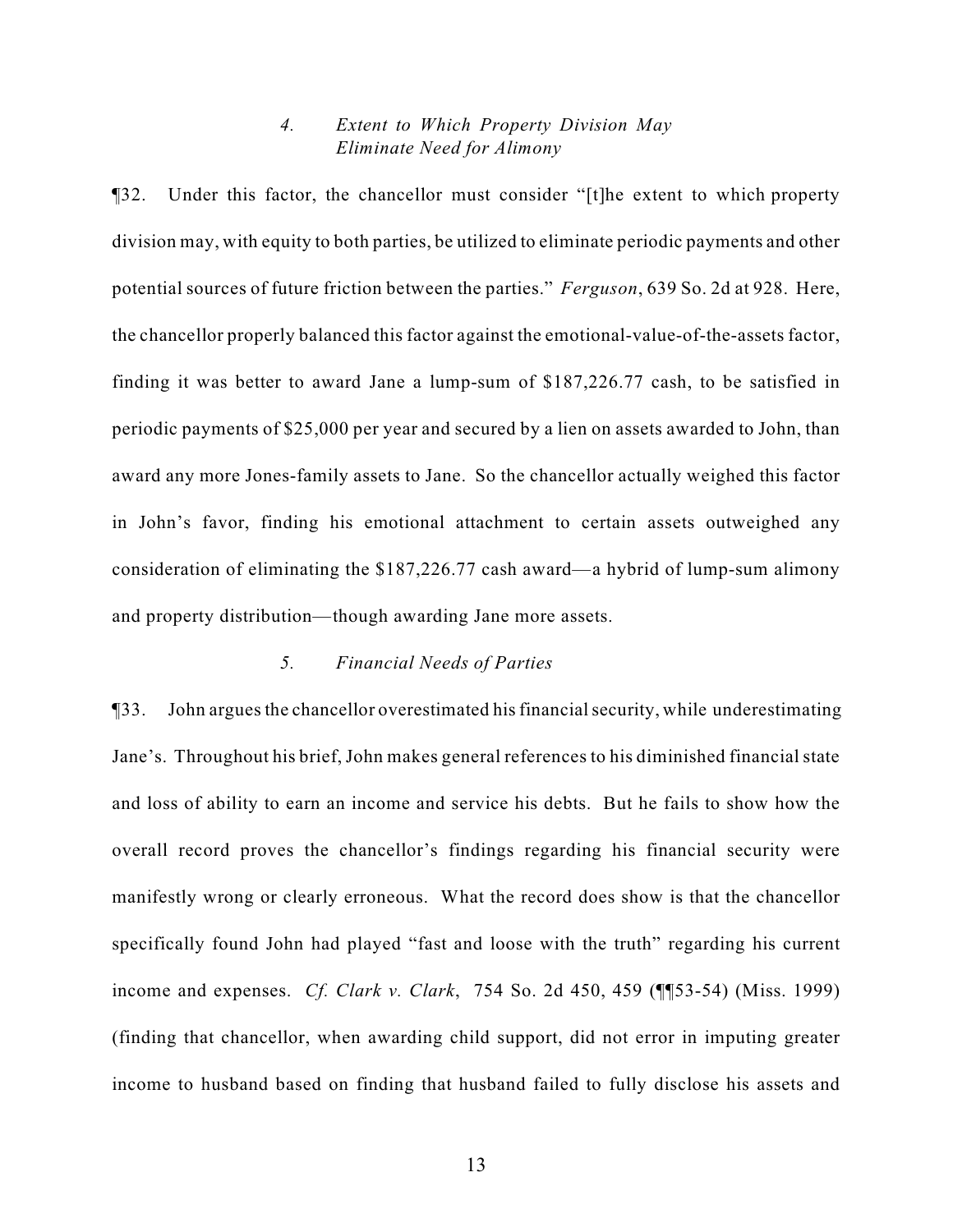### *4. Extent to Which Property Division May Eliminate Need for Alimony*

¶32. Under this factor, the chancellor must consider "[t]he extent to which property division may, with equity to both parties, be utilized to eliminate periodic payments and other potential sources of future friction between the parties." *Ferguson*, 639 So. 2d at 928. Here, the chancellor properly balanced this factor against the emotional-value-of-the-assets factor, finding it was better to award Jane a lump-sum of $187,226.77 cash, to be satisfied in periodic payments of $25,000 per year and secured by a lien on assets awarded to John, than award any more Jones-family assets to Jane. So the chancellor actually weighed this factor in John's favor, finding his emotional attachment to certain assets outweighed any consideration of eliminating the $187,226.77 cash award—a hybrid of lump-sum alimony and property distribution—though awarding Jane more assets.

### *5. Financial Needs of Parties*

¶33. John argues the chancellor overestimated his financial security, while underestimating Jane's. Throughout his brief, John makes general references to his diminished financial state and loss of ability to earn an income and service his debts. But he fails to show how the overall record proves the chancellor's findings regarding his financial security were manifestly wrong or clearly erroneous. What the record does show is that the chancellor specifically found John had played "fast and loose with the truth" regarding his current income and expenses. *Cf. Clark v. Clark*, 754 So. 2d 450, 459 (¶¶53-54) (Miss. 1999) (finding that chancellor, when awarding child support, did not error in imputing greater income to husband based on finding that husband failed to fully disclose his assets and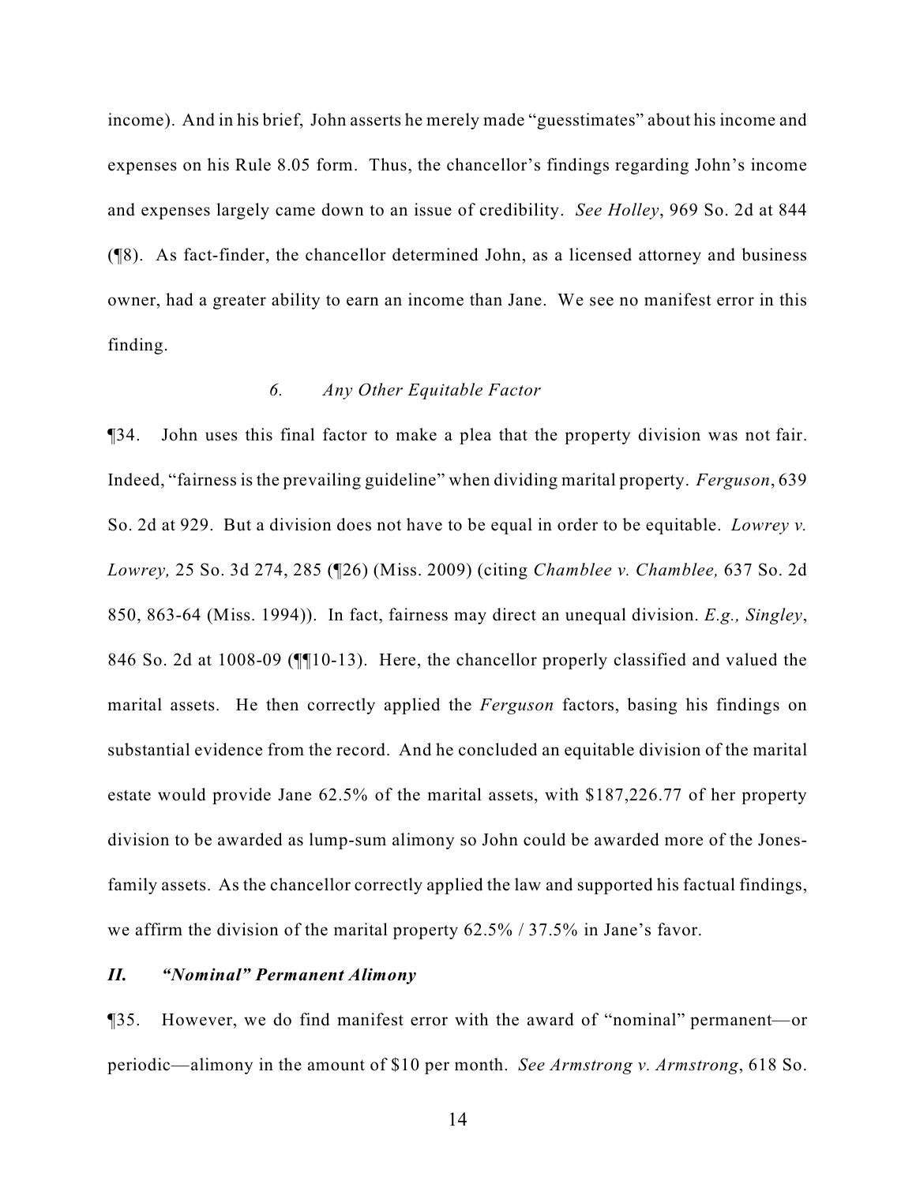income). And in his brief, John asserts he merely made "guesstimates" about his income and expenses on his Rule 8.05 form. Thus, the chancellor's findings regarding John's income and expenses largely came down to an issue of credibility. *See Holley*, 969 So. 2d at 844 (¶8). As fact-finder, the chancellor determined John, as a licensed attorney and business owner, had a greater ability to earn an income than Jane. We see no manifest error in this finding.

#### *6. Any Other Equitable Factor*

¶34. John uses this final factor to make a plea that the property division was not fair. Indeed, "fairness is the prevailing guideline" when dividing marital property. *Ferguson*, 639 So. 2d at 929. But a division does not have to be equal in order to be equitable. *Lowrey v. Lowrey,* 25 So. 3d 274, 285 (¶26) (Miss. 2009) (citing *Chamblee v. Chamblee,* 637 So. 2d 850, 863-64 (Miss. 1994)). In fact, fairness may direct an unequal division. *E.g., Singley*, 846 So. 2d at 1008-09 (¶¶10-13). Here, the chancellor properly classified and valued the marital assets. He then correctly applied the *Ferguson* factors, basing his findings on substantial evidence from the record. And he concluded an equitable division of the marital estate would provide Jane 62.5% of the marital assets, with $187,226.77 of her property division to be awarded as lump-sum alimony so John could be awarded more of the Jones-family assets. As the chancellor correctly applied the law and supported his factual findings, we affirm the division of the marital property 62.5% / 37.5% in Jane's favor.

### ***II. "Nominal" Permanent Alimony***

¶35. However, we do find manifest error with the award of "nominal" permanent—or periodic—alimony in the amount of $10 per month. *See Armstrong v. Armstrong*, 618 So.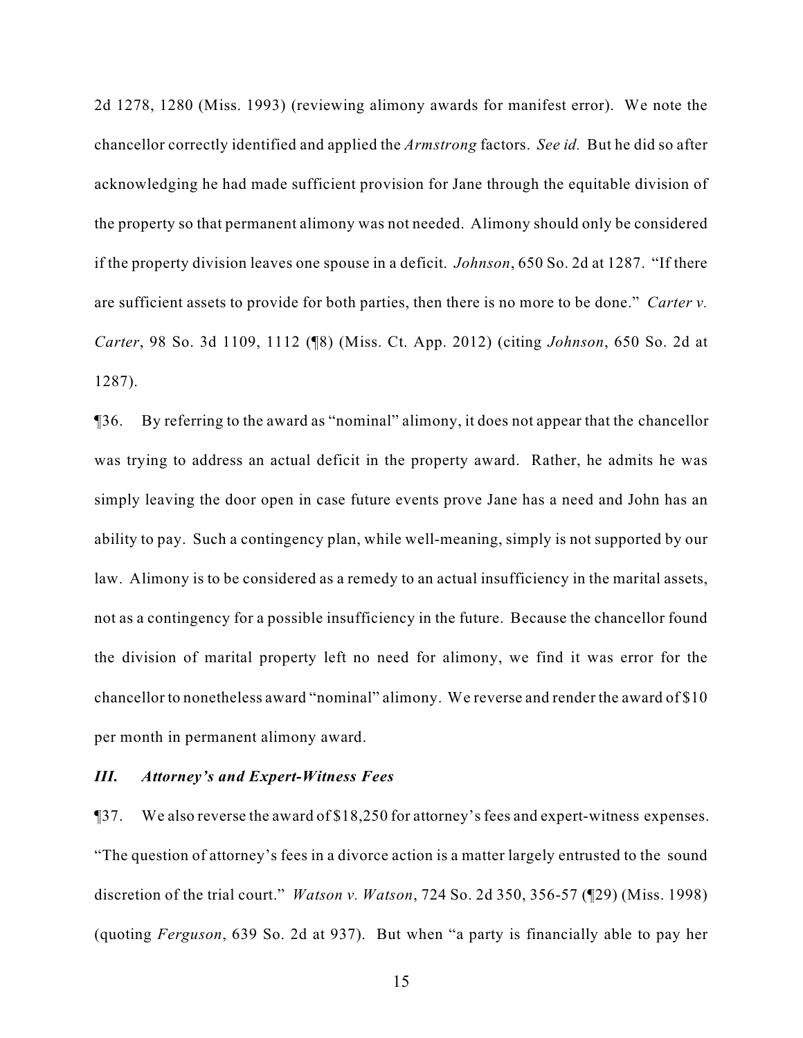2d 1278, 1280 (Miss. 1993) (reviewing alimony awards for manifest error). We note the chancellor correctly identified and applied the *Armstrong* factors. *See id.* But he did so after acknowledging he had made sufficient provision for Jane through the equitable division of the property so that permanent alimony was not needed. Alimony should only be considered if the property division leaves one spouse in a deficit. *Johnson*, 650 So. 2d at 1287. "If there are sufficient assets to provide for both parties, then there is no more to be done." *Carter v. Carter*, 98 So. 3d 1109, 1112 (¶8) (Miss. Ct. App. 2012) (citing *Johnson*, 650 So. 2d at 1287).

¶36. By referring to the award as "nominal" alimony, it does not appear that the chancellor was trying to address an actual deficit in the property award. Rather, he admits he was simply leaving the door open in case future events prove Jane has a need and John has an ability to pay. Such a contingency plan, while well-meaning, simply is not supported by our law. Alimony is to be considered as a remedy to an actual insufficiency in the marital assets, not as a contingency for a possible insufficiency in the future. Because the chancellor found the division of marital property left no need for alimony, we find it was error for the chancellor to nonetheless award "nominal" alimony. We reverse and render the award of $10 per month in permanent alimony award.

### ***III. Attorney's and Expert-Witness Fees***

¶37. We also reverse the award of $18,250 for attorney's fees and expert-witness expenses. "The question of attorney's fees in a divorce action is a matter largely entrusted to the sound discretion of the trial court." *Watson v. Watson*, 724 So. 2d 350, 356-57 (¶29) (Miss. 1998) (quoting *Ferguson*, 639 So. 2d at 937). But when "a party is financially able to pay her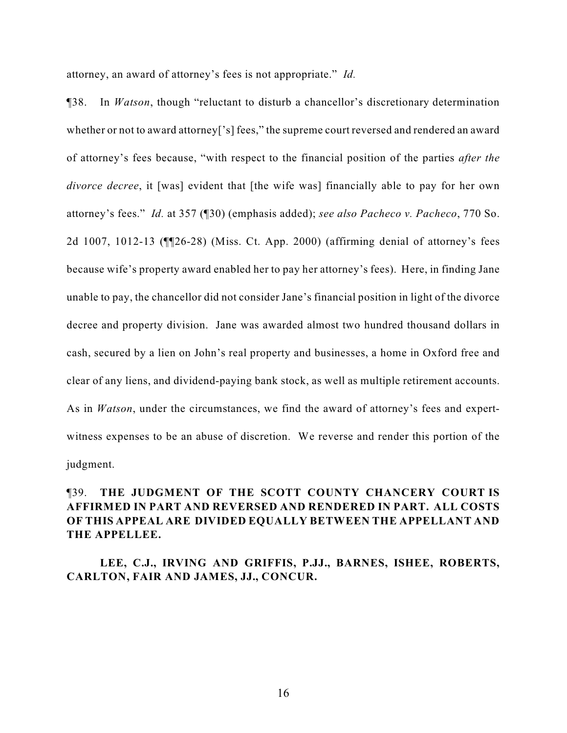attorney, an award of attorney's fees is not appropriate." *Id.*

¶38. In *Watson*, though "reluctant to disturb a chancellor's discretionary determination whether or not to award attorney['s] fees," the supreme court reversed and rendered an award of attorney's fees because, "with respect to the financial position of the parties *after the divorce decree*, it [was] evident that [the wife was] financially able to pay for her own attorney's fees." *Id.* at 357 (¶30) (emphasis added); *see also Pacheco v. Pacheco*, 770 So. 2d 1007, 1012-13 (¶¶26-28) (Miss. Ct. App. 2000) (affirming denial of attorney's fees because wife's property award enabled her to pay her attorney's fees). Here, in finding Jane unable to pay, the chancellor did not consider Jane's financial position in light of the divorce decree and property division. Jane was awarded almost two hundred thousand dollars in cash, secured by a lien on John's real property and businesses, a home in Oxford free and clear of any liens, and dividend-paying bank stock, as well as multiple retirement accounts. As in *Watson*, under the circumstances, we find the award of attorney's fees and expert-witness expenses to be an abuse of discretion. We reverse and render this portion of the judgment.

¶39. **THE JUDGMENT OF THE SCOTT COUNTY CHANCERY COURT IS AFFIRMED IN PART AND REVERSED AND RENDERED IN PART. ALL COSTS OF THIS APPEAL ARE DIVIDED EQUALLY BETWEEN THE APPELLANT AND THE APPELLEE.**

**LEE, C.J., IRVING AND GRIFFIS, P.JJ., BARNES, ISHEE, ROBERTS, CARLTON, FAIR AND JAMES, JJ., CONCUR.**